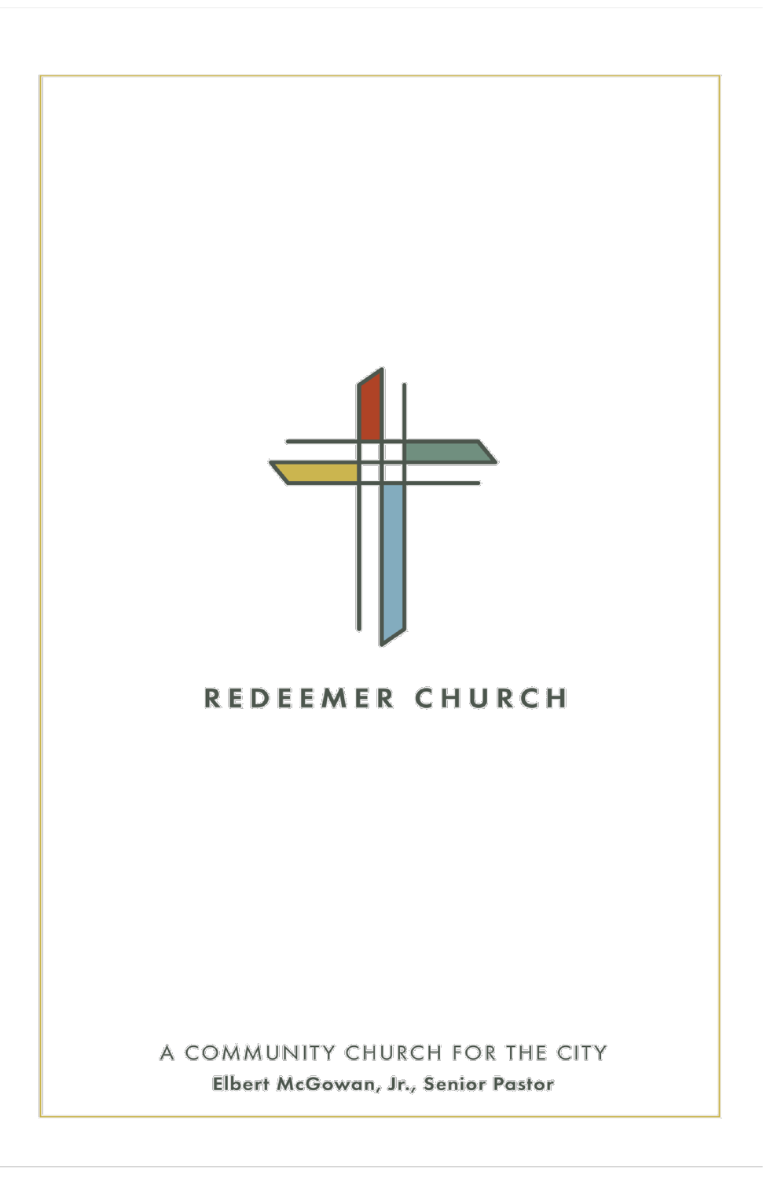# REDEEMER CHURCH

A COMMUNITY CHURCH FOR THE CITY

**Elbert McGowan, Jr., Senior Pastor**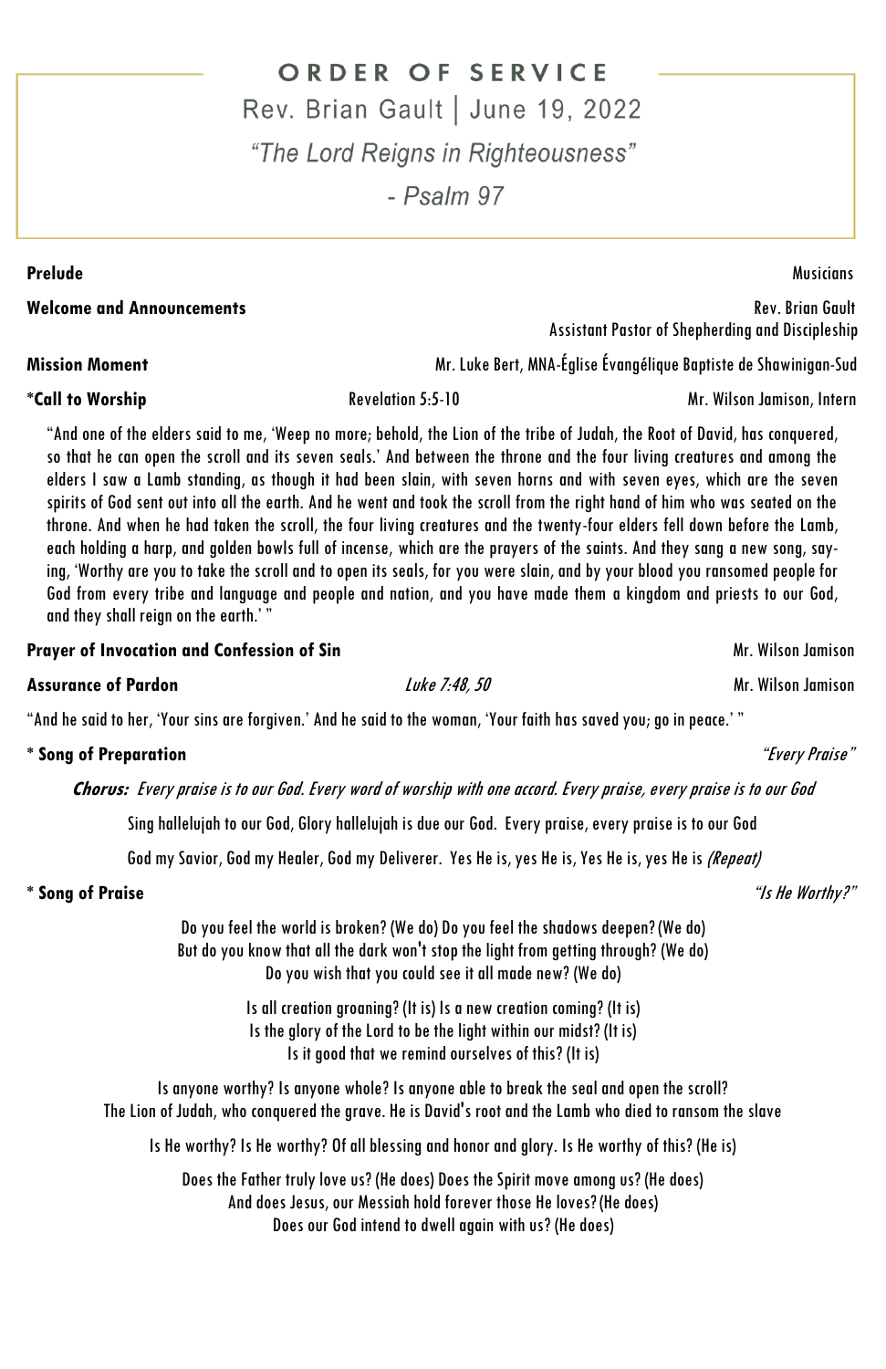# ORDER OF SERVICE

Rev. Brian Gault | June 19, 2022

*"The Lord Reigns in Righteousness"*

*- Psalm 97*

**Prelude** Musicians

**Welcome and Announcements** Rev. Brian Gault
Assistant Pastor of Shepherding and Discipleship

**Mission Moment** Mr. Luke Bert, MNA-Église Évangélique Baptiste de Shawinigan-Sud

***Call to Worship** Revelation 5:5-10 Mr. Wilson Jamison, Intern

"And one of the elders said to me, 'Weep no more; behold, the Lion of the tribe of Judah, the Root of David, has conquered, so that he can open the scroll and its seven seals.' And between the throne and the four living creatures and among the elders I saw a Lamb standing, as though it had been slain, with seven horns and with seven eyes, which are the seven spirits of God sent out into all the earth. And he went and took the scroll from the right hand of him who was seated on the throne. And when he had taken the scroll, the four living creatures and the twenty-four elders fell down before the Lamb, each holding a harp, and golden bowls full of incense, which are the prayers of the saints. And they sang a new song, saying, 'Worthy are you to take the scroll and to open its seals, for you were slain, and by your blood you ransomed people for God from every tribe and language and people and nation, and you have made them a kingdom and priests to our God, and they shall reign on the earth.' "

**Prayer of Invocation and Confession of Sin** Mr. Wilson Jamison

**Assurance of Pardon** *Luke 7:48, 50* Mr. Wilson Jamison

"And he said to her, 'Your sins are forgiven.' And he said to the woman, 'Your faith has saved you; go in peace.' "

**\* Song of Preparation** *"Every Praise"*

***Chorus:** Every praise is to our God. Every word of worship with one accord. Every praise, every praise is to our God*

Sing hallelujah to our God, Glory hallelujah is due our God. Every praise, every praise is to our God

God my Savior, God my Healer, God my Deliverer. Yes He is, yes He is, Yes He is, yes He is *(Repeat)*

**\* Song of Praise** *"Is He Worthy?"*

Do you feel the world is broken? (We do) Do you feel the shadows deepen? (We do)
But do you know that all the dark won't stop the light from getting through? (We do)
Do you wish that you could see it all made new? (We do)

Is all creation groaning? (It is) Is a new creation coming? (It is)
Is the glory of the Lord to be the light within our midst? (It is)
Is it good that we remind ourselves of this? (It is)

Is anyone worthy? Is anyone whole? Is anyone able to break the seal and open the scroll?
The Lion of Judah, who conquered the grave. He is David's root and the Lamb who died to ransom the slave

Is He worthy? Is He worthy? Of all blessing and honor and glory. Is He worthy of this? (He is)

Does the Father truly love us? (He does) Does the Spirit move among us? (He does)
And does Jesus, our Messiah hold forever those He loves? (He does)
Does our God intend to dwell again with us? (He does)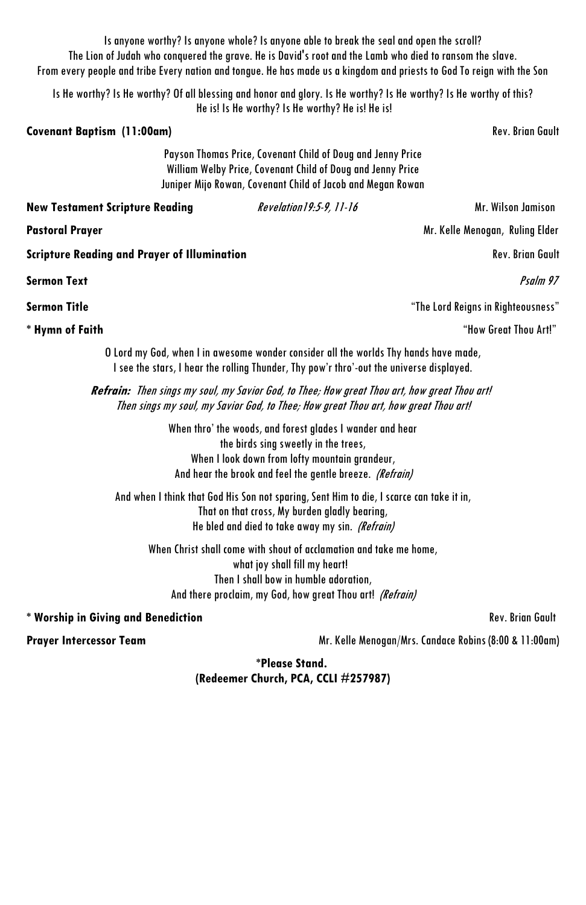Is anyone worthy? Is anyone whole? Is anyone able to break the seal and open the scroll?
The Lion of Judah who conquered the grave. He is David's root and the Lamb who died to ransom the slave.
From every people and tribe Every nation and tongue. He has made us a kingdom and priests to God To reign with the Son

Is He worthy? Is He worthy? Of all blessing and honor and glory. Is He worthy? Is He worthy? Is He worthy of this?
He is! Is He worthy? Is He worthy? He is! He is!

**Covenant Baptism (11:00am)** Rev. Brian Gault

Payson Thomas Price, Covenant Child of Doug and Jenny Price
William Welby Price, Covenant Child of Doug and Jenny Price
Juniper Mijo Rowan, Covenant Child of Jacob and Megan Rowan

**New Testament Scripture Reading** *Revelation19:5-9, 11-16* Mr. Wilson Jamison

**Pastoral Prayer** Mr. Kelle Menogan, Ruling Elder

**Scripture Reading and Prayer of Illumination** Rev. Brian Gault

**Sermon Text** *Psalm 97*

**Sermon Title** "The Lord Reigns in Righteousness"

\* **Hymn of Faith** "How Great Thou Art!"

O Lord my God, when I in awesome wonder consider all the worlds Thy hands have made,
I see the stars, I hear the rolling Thunder, Thy pow'r thro'-out the universe displayed.

***Refrain:*** *Then sings my soul, my Savior God, to Thee; How great Thou art, how great Thou art!*
*Then sings my soul, my Savior God, to Thee; How great Thou art, how great Thou art!*

When thro' the woods, and forest glades I wander and hear
the birds sing sweetly in the trees,
When I look down from lofty mountain grandeur,
And hear the brook and feel the gentle breeze. *(Refrain)*

And when I think that God His Son not sparing, Sent Him to die, I scarce can take it in,
That on that cross, My burden gladly bearing,
He bled and died to take away my sin. *(Refrain)*

When Christ shall come with shout of acclamation and take me home,
what joy shall fill my heart!
Then I shall bow in humble adoration,
And there proclaim, my God, how great Thou art! *(Refrain)*

\* **Worship in Giving and Benediction** Rev. Brian Gault

**Prayer Intercessor Team** Mr. Kelle Menogan/Mrs. Candace Robins (8:00 & 11:00am)

**\*Please Stand.**
**(Redeemer Church, PCA, CCLI #257987)**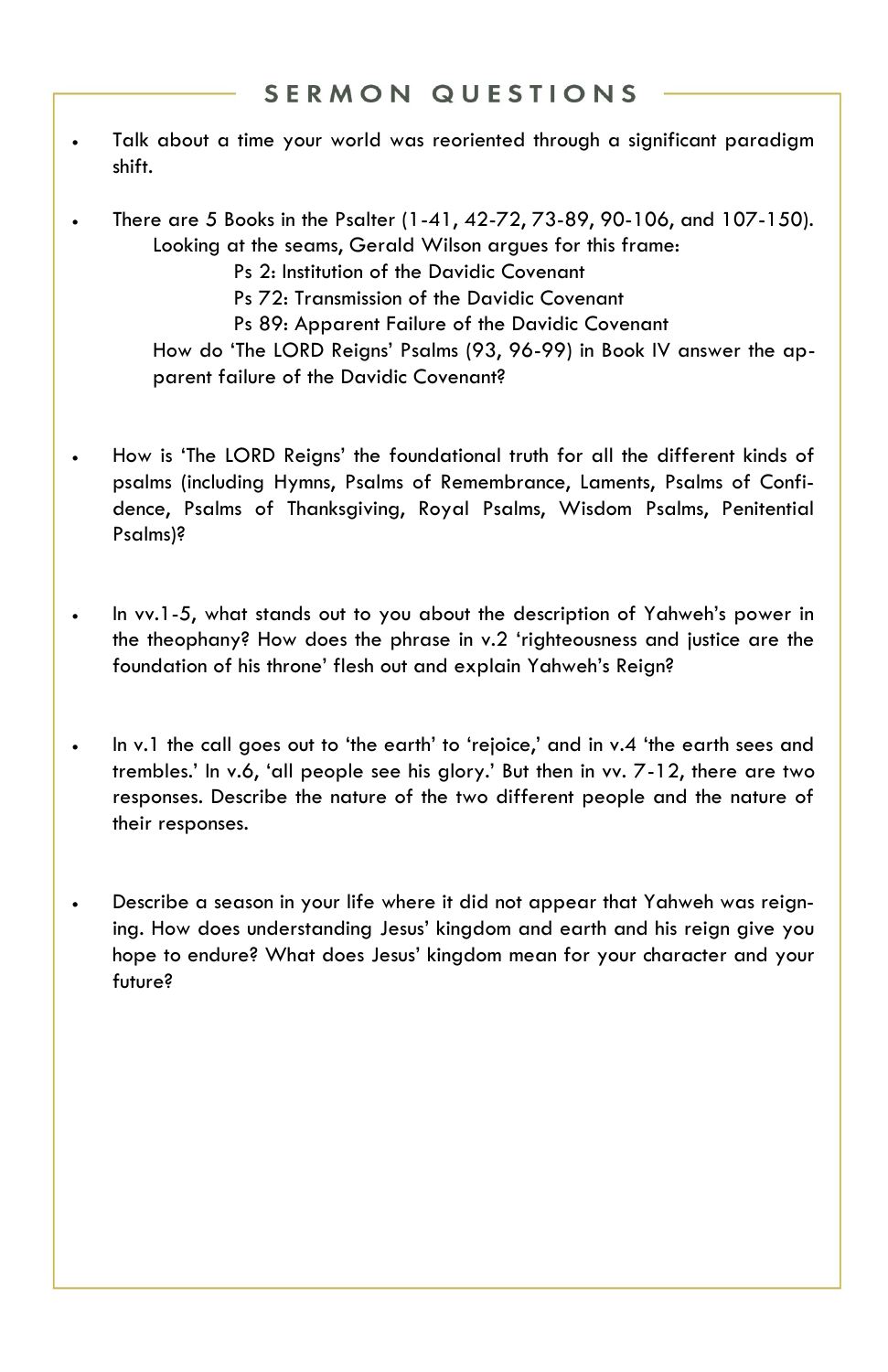## SERMON QUESTIONS

- Talk about a time your world was reoriented through a significant paradigm shift.

- There are 5 Books in the Psalter (1-41, 42-72, 73-89, 90-106, and 107-150). Looking at the seams, Gerald Wilson argues for this frame:

  Ps 2: Institution of the Davidic Covenant

  Ps 72: Transmission of the Davidic Covenant

  Ps 89: Apparent Failure of the Davidic Covenant

  How do 'The LORD Reigns' Psalms (93, 96-99) in Book IV answer the apparent failure of the Davidic Covenant?

- How is 'The LORD Reigns' the foundational truth for all the different kinds of psalms (including Hymns, Psalms of Remembrance, Laments, Psalms of Confidence, Psalms of Thanksgiving, Royal Psalms, Wisdom Psalms, Penitential Psalms)?

- In vv.1-5, what stands out to you about the description of Yahweh's power in the theophany? How does the phrase in v.2 'righteousness and justice are the foundation of his throne' flesh out and explain Yahweh's Reign?

- In v.1 the call goes out to 'the earth' to 'rejoice,' and in v.4 'the earth sees and trembles.' In v.6, 'all people see his glory.' But then in vv. 7-12, there are two responses. Describe the nature of the two different people and the nature of their responses.

- Describe a season in your life where it did not appear that Yahweh was reigning. How does understanding Jesus' kingdom and earth and his reign give you hope to endure? What does Jesus' kingdom mean for your character and your future?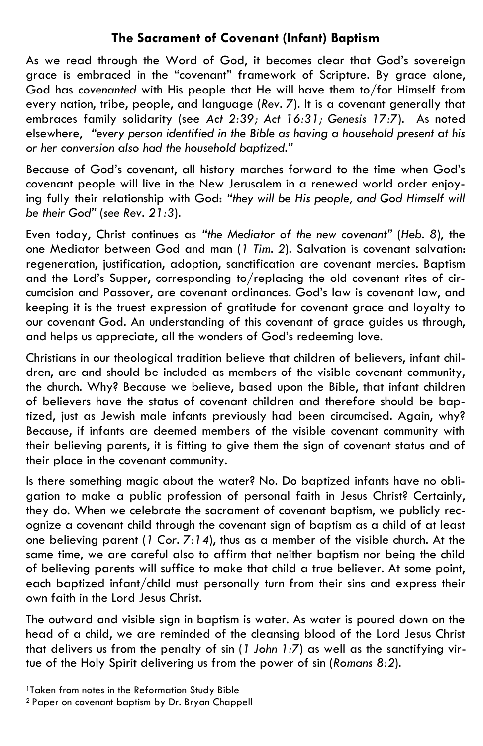## **The Sacrament of Covenant (Infant) Baptism**

As we read through the Word of God, it becomes clear that God's sovereign grace is embraced in the "covenant" framework of Scripture. By grace alone, God has *covenanted* with His people that He will have them to/for Himself from every nation, tribe, people, and language (*Rev. 7*). It is a covenant generally that embraces family solidarity (see *Act 2:39; Act 16:31; Genesis 17:7*). As noted elsewhere, *"every person identified in the Bible as having a household present at his or her conversion also had the household baptized."*

Because of God's covenant, all history marches forward to the time when God's covenant people will live in the New Jerusalem in a renewed world order enjoying fully their relationship with God: *"they will be His people, and God Himself will be their God"* (*see Rev. 21:3*).

Even today, Christ continues as *"the Mediator of the new covenant"* (*Heb. 8*), the one Mediator between God and man (*1 Tim. 2*). Salvation is covenant salvation: regeneration, justification, adoption, sanctification are covenant mercies. Baptism and the Lord's Supper, corresponding to/replacing the old covenant rites of circumcision and Passover, are covenant ordinances. God's law is covenant law, and keeping it is the truest expression of gratitude for covenant grace and loyalty to our covenant God. An understanding of this covenant of grace guides us through, and helps us appreciate, all the wonders of God's redeeming love.

Christians in our theological tradition believe that children of believers, infant children, are and should be included as members of the visible covenant community, the church. Why? Because we believe, based upon the Bible, that infant children of believers have the status of covenant children and therefore should be baptized, just as Jewish male infants previously had been circumcised. Again, why? Because, if infants are deemed members of the visible covenant community with their believing parents, it is fitting to give them the sign of covenant status and of their place in the covenant community.

Is there something magic about the water? No. Do baptized infants have no obligation to make a public profession of personal faith in Jesus Christ? Certainly, they do. When we celebrate the sacrament of covenant baptism, we publicly recognize a covenant child through the covenant sign of baptism as a child of at least one believing parent (*1 Cor. 7:14*), thus as a member of the visible church. At the same time, we are careful also to affirm that neither baptism nor being the child of believing parents will suffice to make that child a true believer. At some point, each baptized infant/child must personally turn from their sins and express their own faith in the Lord Jesus Christ.

The outward and visible sign in baptism is water. As water is poured down on the head of a child, we are reminded of the cleansing blood of the Lord Jesus Christ that delivers us from the penalty of sin (*1 John 1:7*) as well as the sanctifying virtue of the Holy Spirit delivering us from the power of sin (*Romans 8:2*).

[1]Taken from notes in the Reformation Study Bible

[2] Paper on covenant baptism by Dr. Bryan Chappell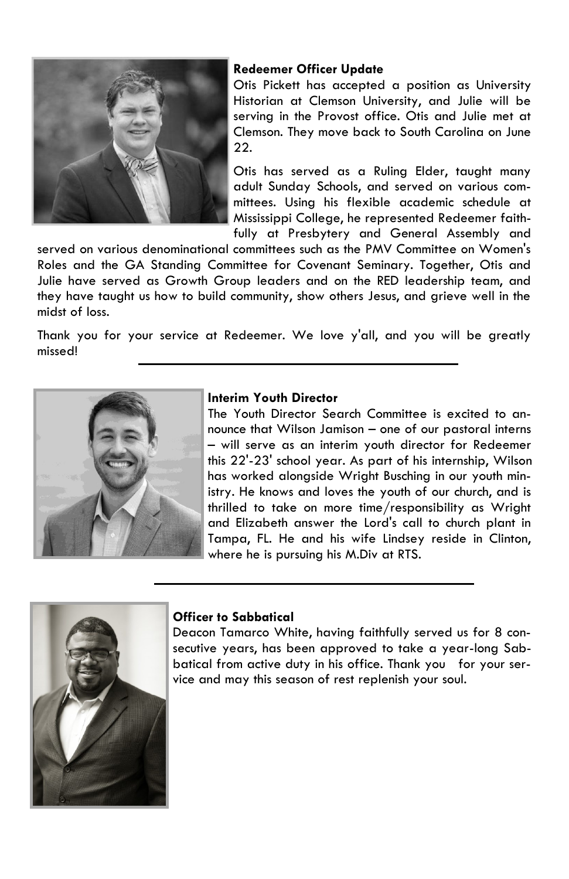**Redeemer Officer Update**

Otis Pickett has accepted a position as University Historian at Clemson University, and Julie will be serving in the Provost office. Otis and Julie met at Clemson. They move back to South Carolina on June 22.

Otis has served as a Ruling Elder, taught many adult Sunday Schools, and served on various committees. Using his flexible academic schedule at Mississippi College, he represented Redeemer faithfully at Presbytery and General Assembly and served on various denominational committees such as the PMV Committee on Women's Roles and the GA Standing Committee for Covenant Seminary. Together, Otis and Julie have served as Growth Group leaders and on the RED leadership team, and they have taught us how to build community, show others Jesus, and grieve well in the midst of loss.

Thank you for your service at Redeemer. We love y'all, and you will be greatly missed!

---

**Interim Youth Director**

The Youth Director Search Committee is excited to announce that Wilson Jamison – one of our pastoral interns – will serve as an interim youth director for Redeemer this 22'-23' school year. As part of his internship, Wilson has worked alongside Wright Busching in our youth ministry. He knows and loves the youth of our church, and is thrilled to take on more time/responsibility as Wright and Elizabeth answer the Lord's call to church plant in Tampa, FL. He and his wife Lindsey reside in Clinton, where he is pursuing his M.Div at RTS.

---

**Officer to Sabbatical**

Deacon Tamarco White, having faithfully served us for 8 consecutive years, has been approved to take a year-long Sabbatical from active duty in his office. Thank you for your service and may this season of rest replenish your soul.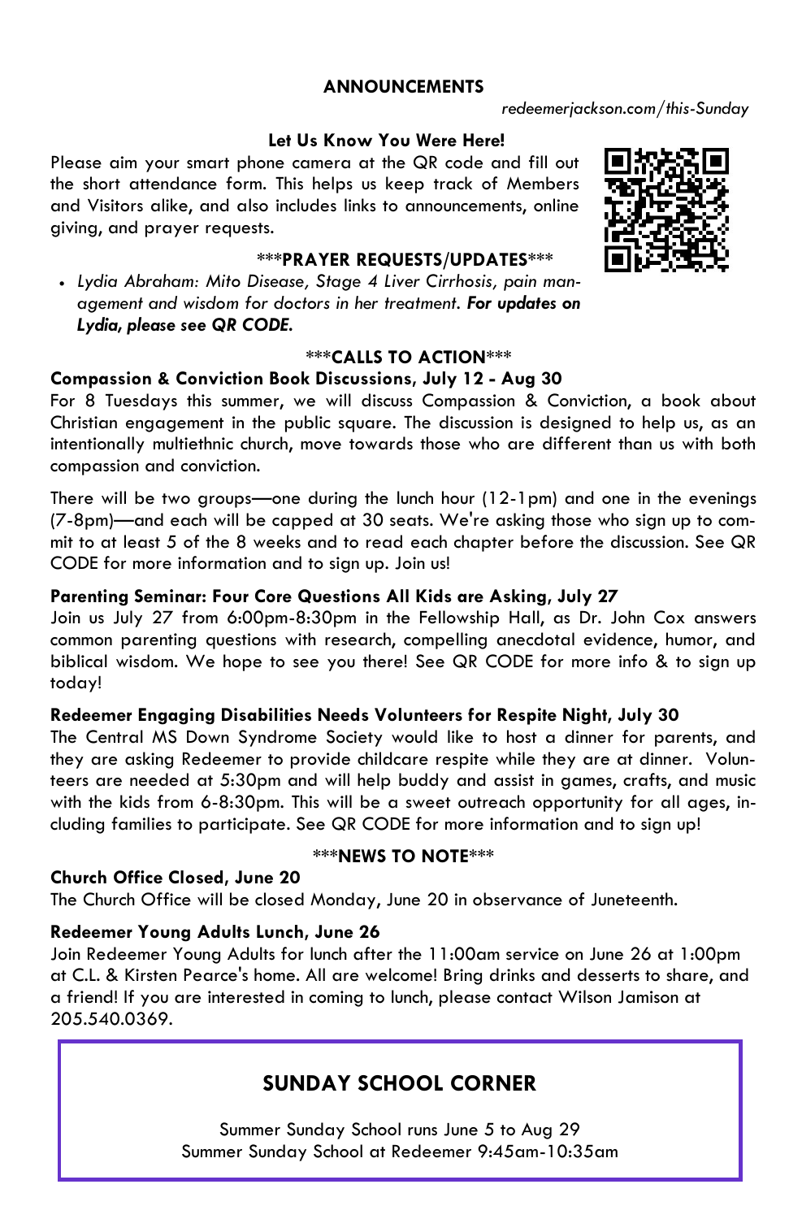## ANNOUNCEMENTS

*redeemerjackson.com/this-Sunday*

### Let Us Know You Were Here!

Please aim your smart phone camera at the QR code and fill out the short attendance form. This helps us keep track of Members and Visitors alike, and also includes links to announcements, online giving, and prayer requests.

### ***PRAYER REQUESTS/UPDATES***

- *Lydia Abraham: Mito Disease, Stage 4 Liver Cirrhosis, pain management and wisdom for doctors in her treatment.* ***For updates on Lydia, please see QR CODE.***

### ***CALLS TO ACTION***

**Compassion & Conviction Book Discussions, July 12 - Aug 30**

For 8 Tuesdays this summer, we will discuss Compassion & Conviction, a book about Christian engagement in the public square. The discussion is designed to help us, as an intentionally multiethnic church, move towards those who are different than us with both compassion and conviction.

There will be two groups—one during the lunch hour (12-1pm) and one in the evenings (7-8pm)—and each will be capped at 30 seats. We're asking those who sign up to commit to at least 5 of the 8 weeks and to read each chapter before the discussion. See QR CODE for more information and to sign up. Join us!

**Parenting Seminar: Four Core Questions All Kids are Asking, July 27**

Join us July 27 from 6:00pm-8:30pm in the Fellowship Hall, as Dr. John Cox answers common parenting questions with research, compelling anecdotal evidence, humor, and biblical wisdom. We hope to see you there! See QR CODE for more info & to sign up today!

**Redeemer Engaging Disabilities Needs Volunteers for Respite Night, July 30**

The Central MS Down Syndrome Society would like to host a dinner for parents, and they are asking Redeemer to provide childcare respite while they are at dinner. Volunteers are needed at 5:30pm and will help buddy and assist in games, crafts, and music with the kids from 6-8:30pm. This will be a sweet outreach opportunity for all ages, including families to participate. See QR CODE for more information and to sign up!

### ***NEWS TO NOTE***

**Church Office Closed, June 20**

The Church Office will be closed Monday, June 20 in observance of Juneteenth.

**Redeemer Young Adults Lunch, June 26**

Join Redeemer Young Adults for lunch after the 11:00am service on June 26 at 1:00pm at C.L. & Kirsten Pearce's home. All are welcome! Bring drinks and desserts to share, and a friend! If you are interested in coming to lunch, please contact Wilson Jamison at 205.540.0369.

## SUNDAY SCHOOL CORNER

Summer Sunday School runs June 5 to Aug 29
Summer Sunday School at Redeemer 9:45am-10:35am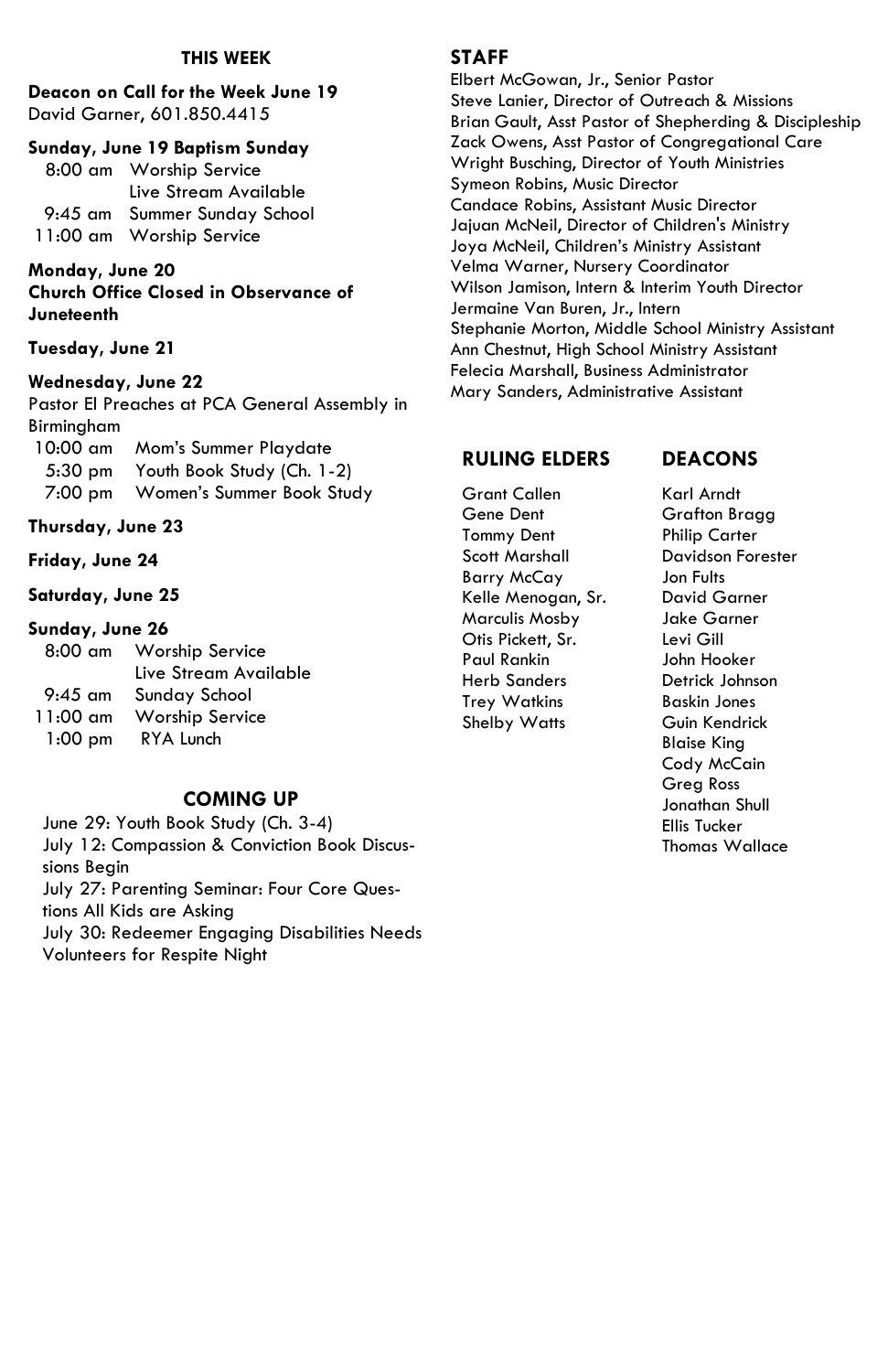## THIS WEEK

**Deacon on Call for the Week June 19**
David Garner, 601.850.4415

**Sunday, June 19 Baptism Sunday**

8:00 am Worship Service
Live Stream Available
9:45 am Summer Sunday School
11:00 am Worship Service

**Monday, June 20**
**Church Office Closed in Observance of Juneteenth**

**Tuesday, June 21**

**Wednesday, June 22**
Pastor El Preaches at PCA General Assembly in Birmingham

10:00 am Mom's Summer Playdate
5:30 pm Youth Book Study (Ch. 1-2)
7:00 pm Women's Summer Book Study

**Thursday, June 23**

**Friday, June 24**

**Saturday, June 25**

**Sunday, June 26**

8:00 am Worship Service
Live Stream Available
9:45 am Sunday School
11:00 am Worship Service
1:00 pm RYA Lunch

## COMING UP

June 29: Youth Book Study (Ch. 3-4)
July 12: Compassion & Conviction Book Discussions Begin
July 27: Parenting Seminar: Four Core Questions All Kids are Asking
July 30: Redeemer Engaging Disabilities Needs Volunteers for Respite Night

## STAFF

Elbert McGowan, Jr., Senior Pastor
Steve Lanier, Director of Outreach & Missions
Brian Gault, Asst Pastor of Shepherding & Discipleship
Zack Owens, Asst Pastor of Congregational Care
Wright Busching, Director of Youth Ministries
Symeon Robins, Music Director
Candace Robins, Assistant Music Director
Jajuan McNeil, Director of Children's Ministry
Joya McNeil, Children's Ministry Assistant
Velma Warner, Nursery Coordinator
Wilson Jamison, Intern & Interim Youth Director
Jermaine Van Buren, Jr., Intern
Stephanie Morton, Middle School Ministry Assistant
Ann Chestnut, High School Ministry Assistant
Felecia Marshall, Business Administrator
Mary Sanders, Administrative Assistant

## RULING ELDERS

Grant Callen
Gene Dent
Tommy Dent
Scott Marshall
Barry McCay
Kelle Menogan, Sr.
Marculis Mosby
Otis Pickett, Sr.
Paul Rankin
Herb Sanders
Trey Watkins
Shelby Watts

## DEACONS

Karl Arndt
Grafton Bragg
Philip Carter
Davidson Forester
Jon Fults
David Garner
Jake Garner
Levi Gill
John Hooker
Detrick Johnson
Baskin Jones
Guin Kendrick
Blaise King
Cody McCain
Greg Ross
Jonathan Shull
Ellis Tucker
Thomas Wallace